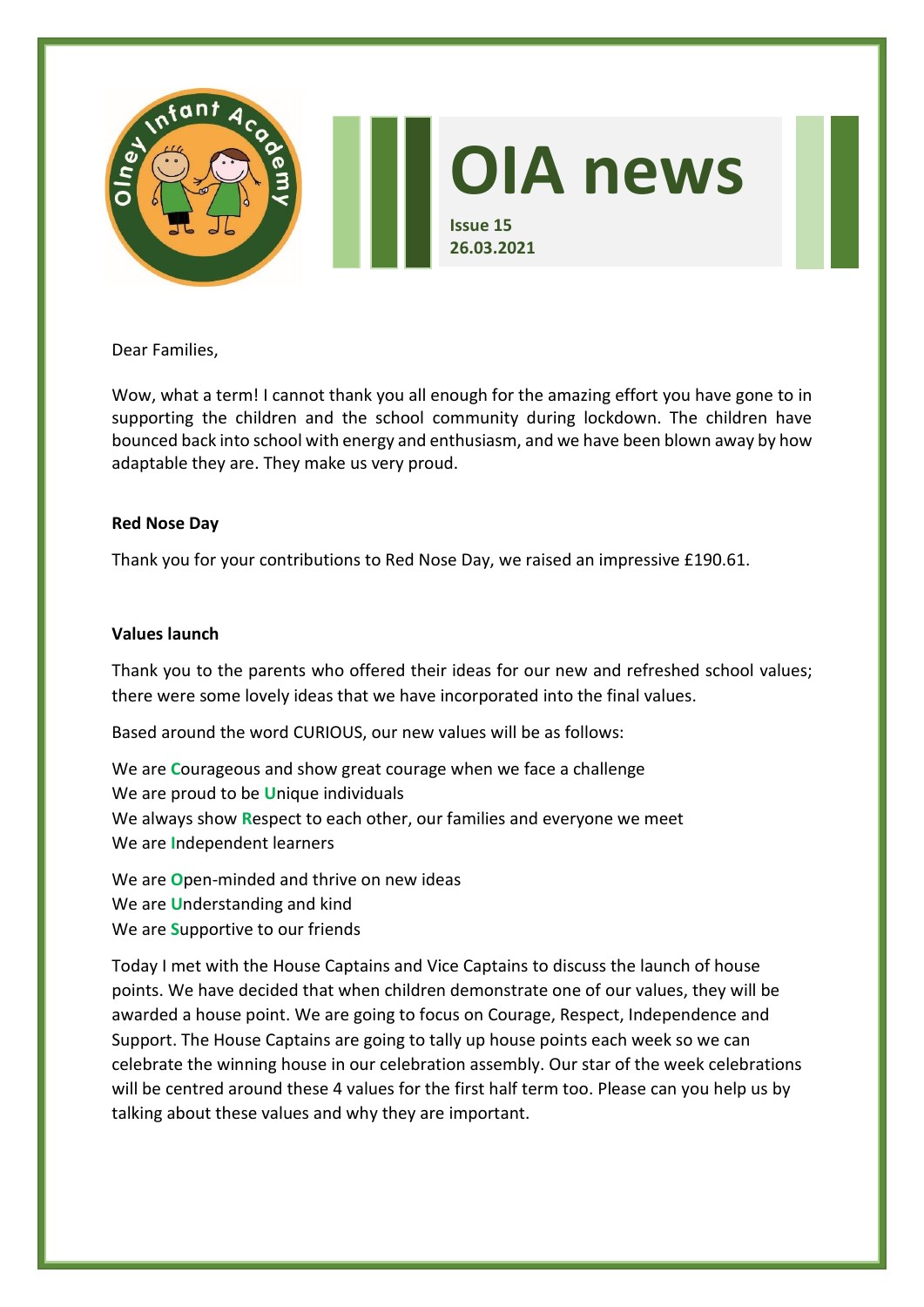# OIA news

**Issue 15**
**26.03.2021**

Dear Families,

Wow, what a term! I cannot thank you all enough for the amazing effort you have gone to in supporting the children and the school community during lockdown. The children have bounced back into school with energy and enthusiasm, and we have been blown away by how adaptable they are. They make us very proud.

**Red Nose Day**

Thank you for your contributions to Red Nose Day, we raised an impressive £190.61.

**Values launch**

Thank you to the parents who offered their ideas for our new and refreshed school values; there were some lovely ideas that we have incorporated into the final values.

Based around the word CURIOUS, our new values will be as follows:

We are **C**ourageous and show great courage when we face a challenge
We are proud to be **U**nique individuals
We always show **R**espect to each other, our families and everyone we meet
We are **I**ndependent learners

We are **O**pen-minded and thrive on new ideas
We are **U**nderstanding and kind
We are **S**upportive to our friends

Today I met with the House Captains and Vice Captains to discuss the launch of house points. We have decided that when children demonstrate one of our values, they will be awarded a house point. We are going to focus on Courage, Respect, Independence and Support. The House Captains are going to tally up house points each week so we can celebrate the winning house in our celebration assembly. Our star of the week celebrations will be centred around these 4 values for the first half term too. Please can you help us by talking about these values and why they are important.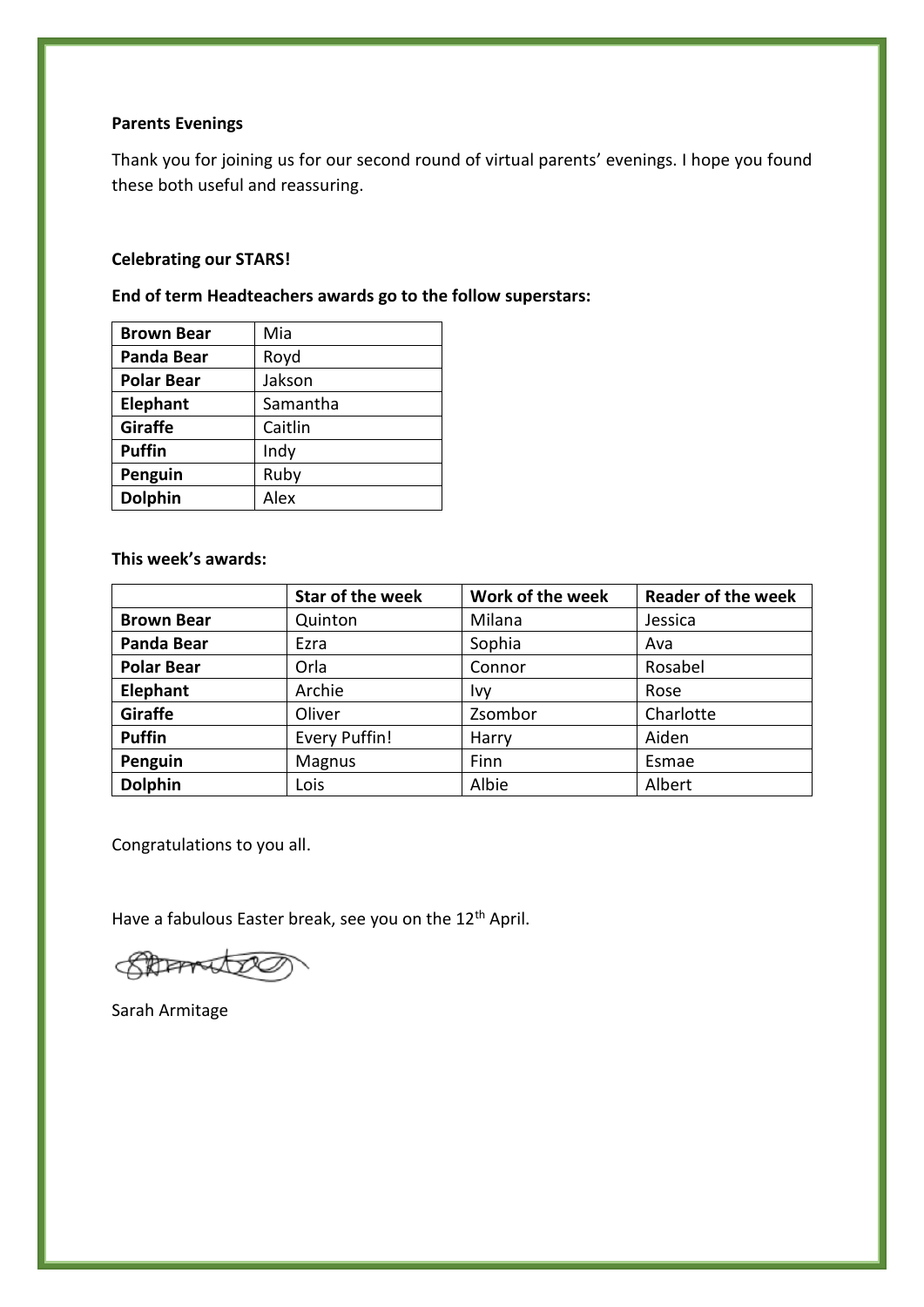**Parents Evenings**

Thank you for joining us for our second round of virtual parents' evenings. I hope you found these both useful and reassuring.

**Celebrating our STARS!**

**End of term Headteachers awards go to the follow superstars:**

| | |
|---|---|
| **Brown Bear** | Mia |
| **Panda Bear** | Royd |
| **Polar Bear** | Jakson |
| **Elephant** | Samantha |
| **Giraffe** | Caitlin |
| **Puffin** | Indy |
| **Penguin** | Ruby |
| **Dolphin** | Alex |

**This week's awards:**

| | Star of the week | Work of the week | Reader of the week |
|---|---|---|---|
| **Brown Bear** | Quinton | Milana | Jessica |
| **Panda Bear** | Ezra | Sophia | Ava |
| **Polar Bear** | Orla | Connor | Rosabel |
| **Elephant** | Archie | Ivy | Rose |
| **Giraffe** | Oliver | Zsombor | Charlotte |
| **Puffin** | Every Puffin! | Harry | Aiden |
| **Penguin** | Magnus | Finn | Esmae |
| **Dolphin** | Lois | Albie | Albert |

Congratulations to you all.

Have a fabulous Easter break, see you on the 12th April.

Sarah Armitage